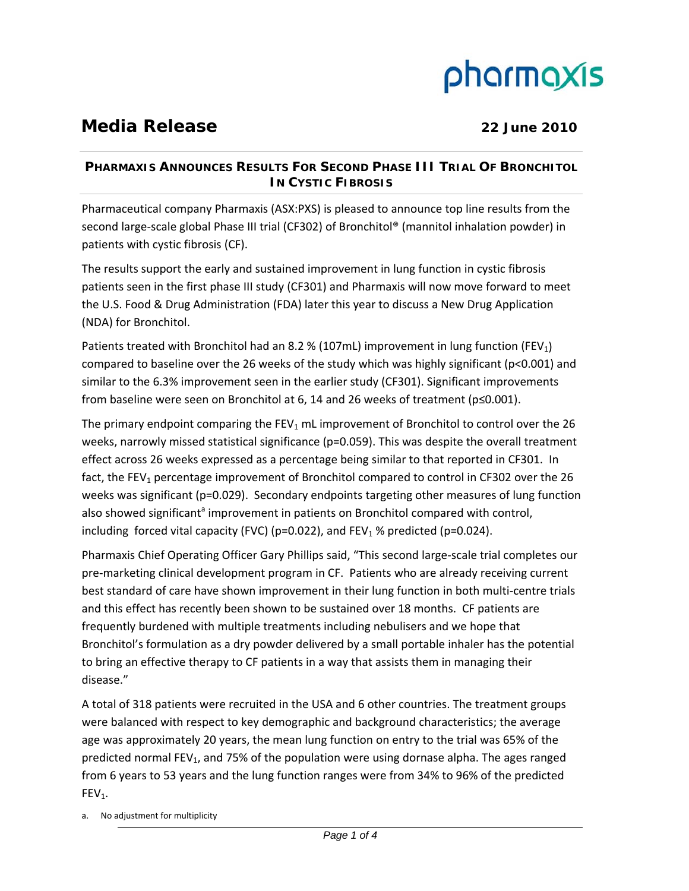pharmaxis

# Media Release

**22 June 2010**

## PHARMAXIS ANNOUNCES RESULTS FOR SECOND PHASE III TRIAL OF BRONCHITOL IN CYSTIC FIBROSIS

Pharmaceutical company Pharmaxis (ASX:PXS) is pleased to announce top line results from the second large-scale global Phase III trial (CF302) of Bronchitol® (mannitol inhalation powder) in patients with cystic fibrosis (CF).

The results support the early and sustained improvement in lung function in cystic fibrosis patients seen in the first phase III study (CF301) and Pharmaxis will now move forward to meet the U.S. Food & Drug Administration (FDA) later this year to discuss a New Drug Application (NDA) for Bronchitol.

Patients treated with Bronchitol had an 8.2 % (107mL) improvement in lung function ($FEV_1$) compared to baseline over the 26 weeks of the study which was highly significant ($p<0.001$) and similar to the 6.3% improvement seen in the earlier study (CF301). Significant improvements from baseline were seen on Bronchitol at 6, 14 and 26 weeks of treatment ($p \leq 0.001$).

The primary endpoint comparing the $FEV_1$ mL improvement of Bronchitol to control over the 26 weeks, narrowly missed statistical significance ($p=0.059$). This was despite the overall treatment effect across 26 weeks expressed as a percentage being similar to that reported in CF301. In fact, the $FEV_1$ percentage improvement of Bronchitol compared to control in CF302 over the 26 weeks was significant ($p=0.029$). Secondary endpoints targeting other measures of lung function also showed significant[a] improvement in patients on Bronchitol compared with control, including forced vital capacity (FVC) ($p=0.022$), and $FEV_1$ % predicted ($p=0.024$).

Pharmaxis Chief Operating Officer Gary Phillips said, "This second large-scale trial completes our pre-marketing clinical development program in CF. Patients who are already receiving current best standard of care have shown improvement in their lung function in both multi-centre trials and this effect has recently been shown to be sustained over 18 months. CF patients are frequently burdened with multiple treatments including nebulisers and we hope that Bronchitol's formulation as a dry powder delivered by a small portable inhaler has the potential to bring an effective therapy to CF patients in a way that assists them in managing their disease."

A total of 318 patients were recruited in the USA and 6 other countries. The treatment groups were balanced with respect to key demographic and background characteristics; the average age was approximately 20 years, the mean lung function on entry to the trial was 65% of the predicted normal $FEV_1$, and 75% of the population were using dornase alpha. The ages ranged from 6 years to 53 years and the lung function ranges were from 34% to 96% of the predicted $FEV_1$.

a. No adjustment for multiplicity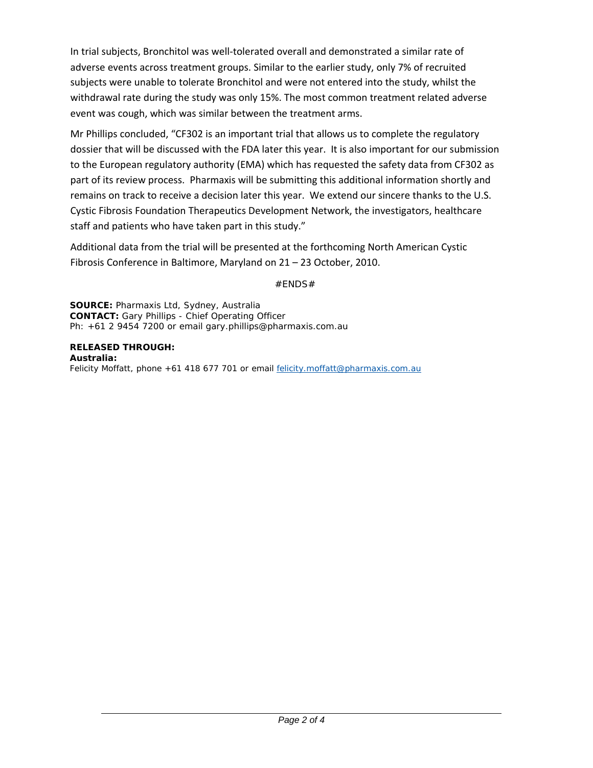In trial subjects, Bronchitol was well-tolerated overall and demonstrated a similar rate of adverse events across treatment groups. Similar to the earlier study, only 7% of recruited subjects were unable to tolerate Bronchitol and were not entered into the study, whilst the withdrawal rate during the study was only 15%. The most common treatment related adverse event was cough, which was similar between the treatment arms.

Mr Phillips concluded, "CF302 is an important trial that allows us to complete the regulatory dossier that will be discussed with the FDA later this year. It is also important for our submission to the European regulatory authority (EMA) which has requested the safety data from CF302 as part of its review process. Pharmaxis will be submitting this additional information shortly and remains on track to receive a decision later this year. We extend our sincere thanks to the U.S. Cystic Fibrosis Foundation Therapeutics Development Network, the investigators, healthcare staff and patients who have taken part in this study."

Additional data from the trial will be presented at the forthcoming North American Cystic Fibrosis Conference in Baltimore, Maryland on 21 – 23 October, 2010.

#ENDS#

**SOURCE:** Pharmaxis Ltd, Sydney, Australia
**CONTACT:** Gary Phillips - Chief Operating Officer
Ph: +61 2 9454 7200 or email gary.phillips@pharmaxis.com.au

**RELEASED THROUGH:**
**Australia:**
Felicity Moffatt, phone +61 418 677 701 or email felicity.moffatt@pharmaxis.com.au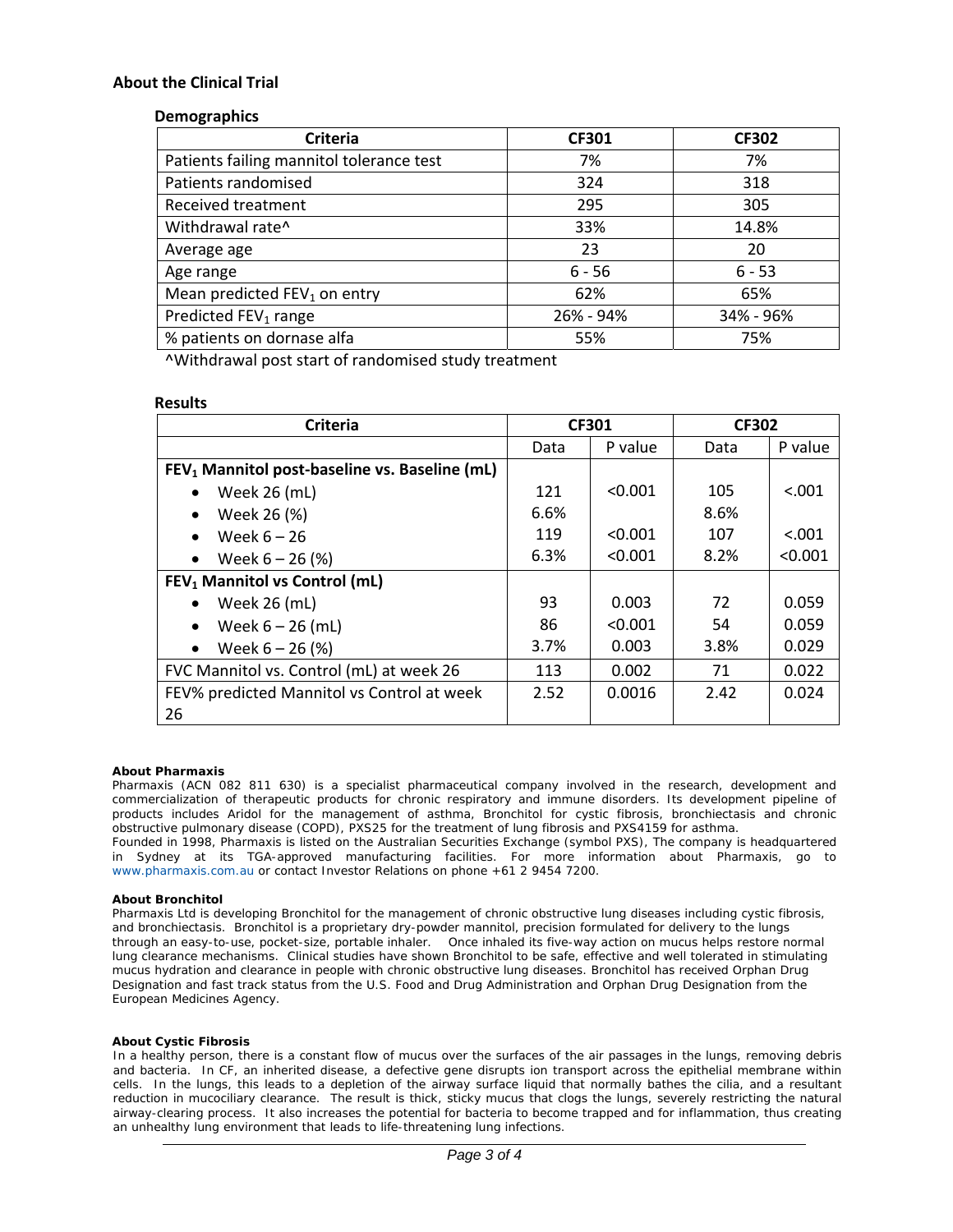## About the Clinical Trial

### Demographics

| Criteria | CF301 | CF302 |
|---|---|---|
| Patients failing mannitol tolerance test | 7% | 7% |
| Patients randomised | 324 | 318 |
| Received treatment | 295 | 305 |
| Withdrawal rate^ | 33% | 14.8% |
| Average age | 23 | 20 |
| Age range | 6 - 56 | 6 - 53 |
| Mean predicted $FEV_1$ on entry | 62% | 65% |
| Predicted $FEV_1$ range | 26% - 94% | 34% - 96% |
| % patients on dornase alfa | 55% | 75% |

^Withdrawal post start of randomised study treatment

### Results

| Criteria | CF301 | | CF302 | |
|---|---|---|---|---|
| | Data | P value | Data | P value |
| **$FEV_1$ Mannitol post-baseline vs. Baseline (mL)** | | | | |
| • Week 26 (mL) | 121 | <0.001 | 105 | <.001 |
| • Week 26 (%) | 6.6% | | 8.6% | |
| • Week 6 – 26 | 119 | <0.001 | 107 | <.001 |
| • Week 6 – 26 (%) | 6.3% | <0.001 | 8.2% | <0.001 |
| **$FEV_1$ Mannitol vs Control (mL)** | | | | |
| • Week 26 (mL) | 93 | 0.003 | 72 | 0.059 |
| • Week 6 – 26 (mL) | 86 | <0.001 | 54 | 0.059 |
| • Week 6 – 26 (%) | 3.7% | 0.003 | 3.8% | 0.029 |
| FVC Mannitol vs. Control (mL) at week 26 | 113 | 0.002 | 71 | 0.022 |
| FEV% predicted Mannitol vs Control at week 26 | 2.52 | 0.0016 | 2.42 | 0.024 |

**About Pharmaxis**

Pharmaxis (ACN 082 811 630) is a specialist pharmaceutical company involved in the research, development and commercialization of therapeutic products for chronic respiratory and immune disorders. Its development pipeline of products includes Aridol for the management of asthma, Bronchitol for cystic fibrosis, bronchiectasis and chronic obstructive pulmonary disease (COPD), PXS25 for the treatment of lung fibrosis and PXS4159 for asthma.

Founded in 1998, Pharmaxis is listed on the Australian Securities Exchange (symbol PXS), The company is headquartered in Sydney at its TGA-approved manufacturing facilities. For more information about Pharmaxis, go to www.pharmaxis.com.au or contact Investor Relations on phone +61 2 9454 7200.

**About Bronchitol**

Pharmaxis Ltd is developing Bronchitol for the management of chronic obstructive lung diseases including cystic fibrosis, and bronchiectasis. Bronchitol is a proprietary dry-powder mannitol, precision formulated for delivery to the lungs through an easy-to-use, pocket-size, portable inhaler. Once inhaled its five-way action on mucus helps restore normal lung clearance mechanisms. Clinical studies have shown Bronchitol to be safe, effective and well tolerated in stimulating mucus hydration and clearance in people with chronic obstructive lung diseases. Bronchitol has received Orphan Drug Designation and fast track status from the U.S. Food and Drug Administration and Orphan Drug Designation from the European Medicines Agency.

**About Cystic Fibrosis**

In a healthy person, there is a constant flow of mucus over the surfaces of the air passages in the lungs, removing debris and bacteria. In CF, an inherited disease, a defective gene disrupts ion transport across the epithelial membrane within cells. In the lungs, this leads to a depletion of the airway surface liquid that normally bathes the cilia, and a resultant reduction in mucociliary clearance. The result is thick, sticky mucus that clogs the lungs, severely restricting the natural airway-clearing process. It also increases the potential for bacteria to become trapped and for inflammation, thus creating an unhealthy lung environment that leads to life-threatening lung infections.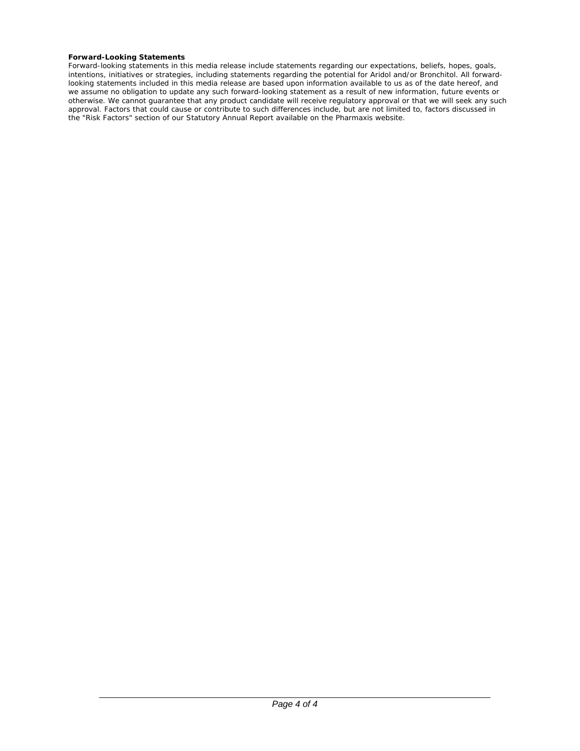**Forward-Looking Statements**

Forward-looking statements in this media release include statements regarding our expectations, beliefs, hopes, goals, intentions, initiatives or strategies, including statements regarding the potential for Aridol and/or Bronchitol. All forward-looking statements included in this media release are based upon information available to us as of the date hereof, and we assume no obligation to update any such forward-looking statement as a result of new information, future events or otherwise. We cannot guarantee that any product candidate will receive regulatory approval or that we will seek any such approval. Factors that could cause or contribute to such differences include, but are not limited to, factors discussed in the "Risk Factors" section of our Statutory Annual Report available on the Pharmaxis website.